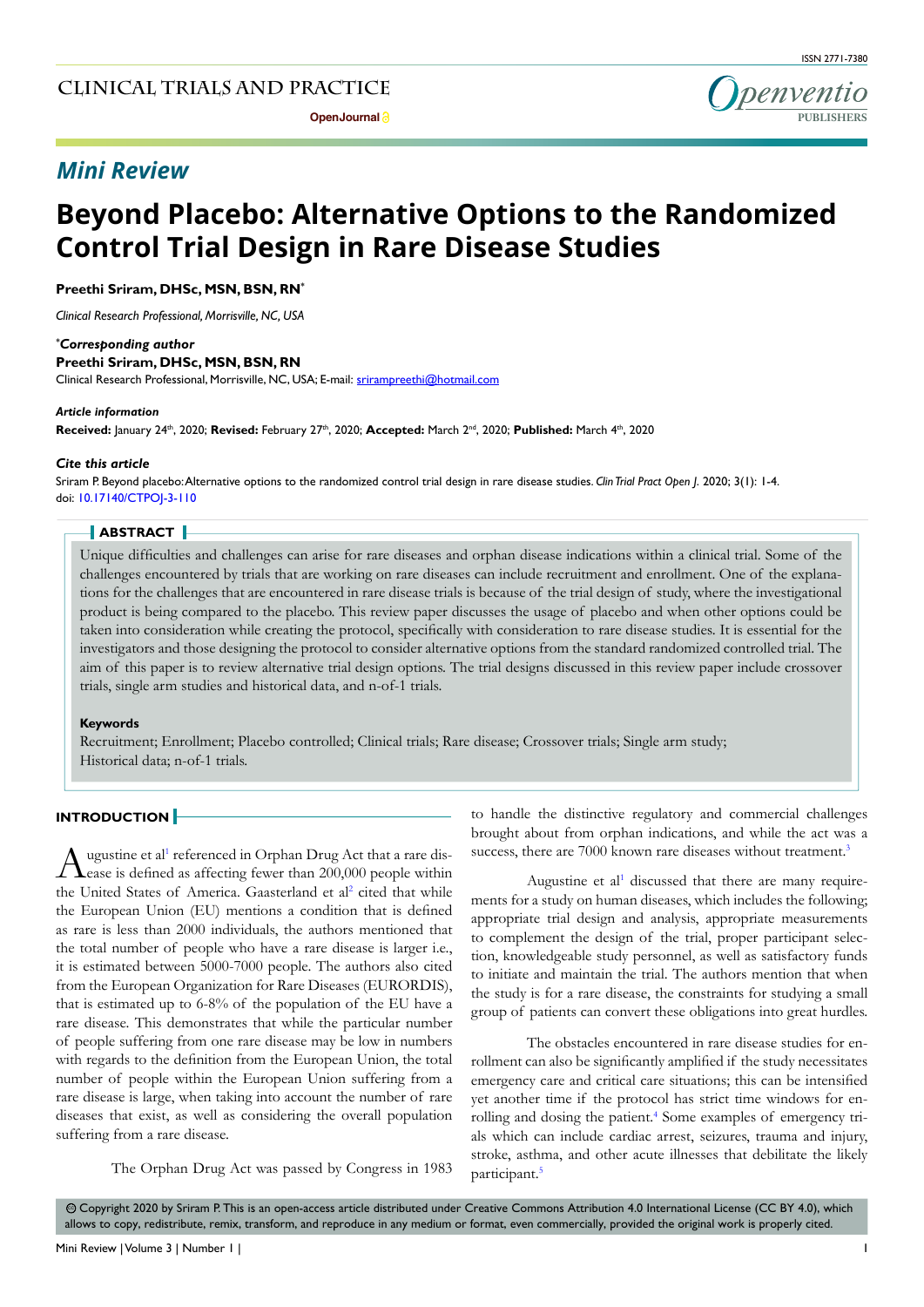# Mini Review

# Beyond Placebo: Alternative Options to the Randomized Control Trial Design in Rare Disease Studies

**Preethi Sriram, DHSc, MSN, BSN, RN***

*Clinical Research Professional, Morrisville, NC, USA*

***Corresponding author***
**Preethi Sriram, DHSc, MSN, BSN, RN**
Clinical Research Professional, Morrisville, NC, USA; E-mail: srirampreethi@hotmail.com

***Article information***
**Received:** January 24th, 2020; **Revised:** February 27th, 2020; **Accepted:** March 2nd, 2020; **Published:** March 4th, 2020

***Cite this article***
Sriram P. Beyond placebo: Alternative options to the randomized control trial design in rare disease studies. *Clin Trial Pract Open J*. 2020; 3(1): 1-4. doi: 10.17140/CTPOJ-3-110

## ABSTRACT

Unique difficulties and challenges can arise for rare diseases and orphan disease indications within a clinical trial. Some of the challenges encountered by trials that are working on rare diseases can include recruitment and enrollment. One of the explanations for the challenges that are encountered in rare disease trials is because of the trial design of study, where the investigational product is being compared to the placebo. This review paper discusses the usage of placebo and when other options could be taken into consideration while creating the protocol, specifically with consideration to rare disease studies. It is essential for the investigators and those designing the protocol to consider alternative options from the standard randomized controlled trial. The aim of this paper is to review alternative trial design options. The trial designs discussed in this review paper include crossover trials, single arm studies and historical data, and n-of-1 trials.

**Keywords**
Recruitment; Enrollment; Placebo controlled; Clinical trials; Rare disease; Crossover trials; Single arm study; Historical data; n-of-1 trials.

## INTRODUCTION

Augustine et al[1] referenced in Orphan Drug Act that a rare disease is defined as affecting fewer than 200,000 people within the United States of America. Gaasterland et al[2] cited that while the European Union (EU) mentions a condition that is defined as rare is less than 2000 individuals, the authors mentioned that the total number of people who have a rare disease is larger i.e., it is estimated between 5000-7000 people. The authors also cited from the European Organization for Rare Diseases (EURORDIS), that is estimated up to 6-8% of the population of the EU have a rare disease. This demonstrates that while the particular number of people suffering from one rare disease may be low in numbers with regards to the definition from the European Union, the total number of people within the European Union suffering from a rare disease is large, when taking into account the number of rare diseases that exist, as well as considering the overall population suffering from a rare disease.

The Orphan Drug Act was passed by Congress in 1983 to handle the distinctive regulatory and commercial challenges brought about from orphan indications, and while the act was a success, there are 7000 known rare diseases without treatment.[3]

Augustine et al[1] discussed that there are many requirements for a study on human diseases, which includes the following; appropriate trial design and analysis, appropriate measurements to complement the design of the trial, proper participant selection, knowledgeable study personnel, as well as satisfactory funds to initiate and maintain the trial. The authors mention that when the study is for a rare disease, the constraints for studying a small group of patients can convert these obligations into great hurdles.

The obstacles encountered in rare disease studies for enrollment can also be significantly amplified if the study necessitates emergency care and critical care situations; this can be intensified yet another time if the protocol has strict time windows for enrolling and dosing the patient.[4] Some examples of emergency trials which can include cardiac arrest, seizures, trauma and injury, stroke, asthma, and other acute illnesses that debilitate the likely participant.[5]

© Copyright 2020 by Sriram P. This is an open-access article distributed under Creative Commons Attribution 4.0 International License (CC BY 4.0), which allows to copy, redistribute, remix, transform, and reproduce in any medium or format, even commercially, provided the original work is properly cited.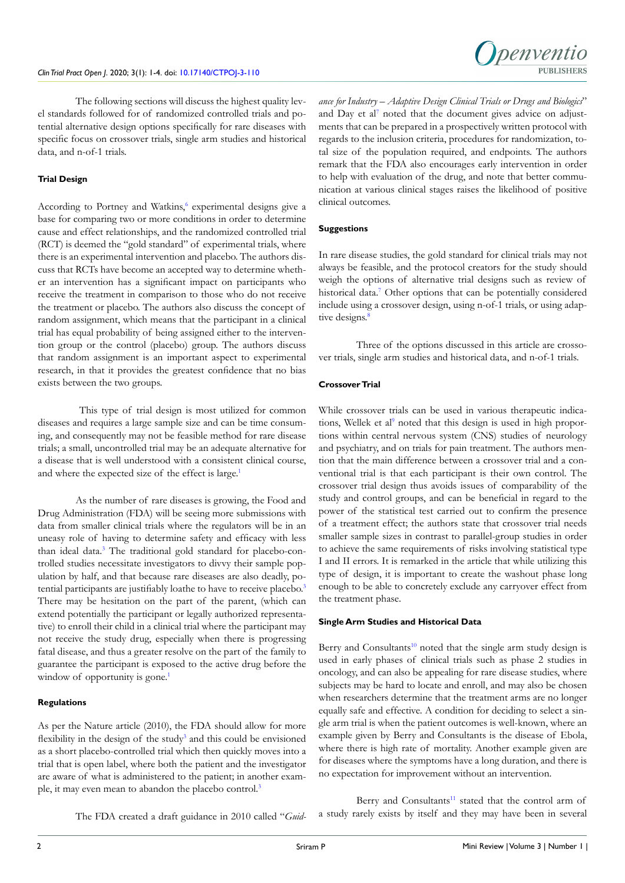The following sections will discuss the highest quality level standards followed for of randomized controlled trials and potential alternative design options specifically for rare diseases with specific focus on crossover trials, single arm studies and historical data, and n-of-1 trials.

### Trial Design

According to Portney and Watkins,[6] experimental designs give a base for comparing two or more conditions in order to determine cause and effect relationships, and the randomized controlled trial (RCT) is deemed the "gold standard" of experimental trials, where there is an experimental intervention and placebo. The authors discuss that RCTs have become an accepted way to determine whether an intervention has a significant impact on participants who receive the treatment in comparison to those who do not receive the treatment or placebo. The authors also discuss the concept of random assignment, which means that the participant in a clinical trial has equal probability of being assigned either to the intervention group or the control (placebo) group. The authors discuss that random assignment is an important aspect to experimental research, in that it provides the greatest confidence that no bias exists between the two groups.

This type of trial design is most utilized for common diseases and requires a large sample size and can be time consuming, and consequently may not be feasible method for rare disease trials; a small, uncontrolled trial may be an adequate alternative for a disease that is well understood with a consistent clinical course, and where the expected size of the effect is large.[1]

As the number of rare diseases is growing, the Food and Drug Administration (FDA) will be seeing more submissions with data from smaller clinical trials where the regulators will be in an uneasy role of having to determine safety and efficacy with less than ideal data.[3] The traditional gold standard for placebo-controlled studies necessitate investigators to divvy their sample population by half, and that because rare diseases are also deadly, potential participants are justifiably loathe to have to receive placebo.[3] There may be hesitation on the part of the parent, (which can extend potentially the participant or legally authorized representative) to enroll their child in a clinical trial where the participant may not receive the study drug, especially when there is progressing fatal disease, and thus a greater resolve on the part of the family to guarantee the participant is exposed to the active drug before the window of opportunity is gone.[1]

### Regulations

As per the Nature article (2010), the FDA should allow for more flexibility in the design of the study[3] and this could be envisioned as a short placebo-controlled trial which then quickly moves into a trial that is open label, where both the patient and the investigator are aware of what is administered to the patient; in another example, it may even mean to abandon the placebo control.[3]

The FDA created a draft guidance in 2010 called "*Guidance for Industry – Adaptive Design Clinical Trials or Drugs and Biologics*" and Day et al[7] noted that the document gives advice on adjustments that can be prepared in a prospectively written protocol with regards to the inclusion criteria, procedures for randomization, total size of the population required, and endpoints. The authors remark that the FDA also encourages early intervention in order to help with evaluation of the drug, and note that better communication at various clinical stages raises the likelihood of positive clinical outcomes.

### Suggestions

In rare disease studies, the gold standard for clinical trials may not always be feasible, and the protocol creators for the study should weigh the options of alternative trial designs such as review of historical data.[7] Other options that can be potentially considered include using a crossover design, using n-of-1 trials, or using adaptive designs.[8]

Three of the options discussed in this article are crossover trials, single arm studies and historical data, and n-of-1 trials.

### Crossover Trial

While crossover trials can be used in various therapeutic indications, Wellek et al[9] noted that this design is used in high proportions within central nervous system (CNS) studies of neurology and psychiatry, and on trials for pain treatment. The authors mention that the main difference between a crossover trial and a conventional trial is that each participant is their own control. The crossover trial design thus avoids issues of comparability of the study and control groups, and can be beneficial in regard to the power of the statistical test carried out to confirm the presence of a treatment effect; the authors state that crossover trial needs smaller sample sizes in contrast to parallel-group studies in order to achieve the same requirements of risks involving statistical type I and II errors. It is remarked in the article that while utilizing this type of design, it is important to create the washout phase long enough to be able to concretely exclude any carryover effect from the treatment phase.

### Single Arm Studies and Historical Data

Berry and Consultants[10] noted that the single arm study design is used in early phases of clinical trials such as phase 2 studies in oncology, and can also be appealing for rare disease studies, where subjects may be hard to locate and enroll, and may also be chosen when researchers determine that the treatment arms are no longer equally safe and effective. A condition for deciding to select a single arm trial is when the patient outcomes is well-known, where an example given by Berry and Consultants is the disease of Ebola, where there is high rate of mortality. Another example given are for diseases where the symptoms have a long duration, and there is no expectation for improvement without an intervention.

Berry and Consultants[11] stated that the control arm of a study rarely exists by itself and they may have been in several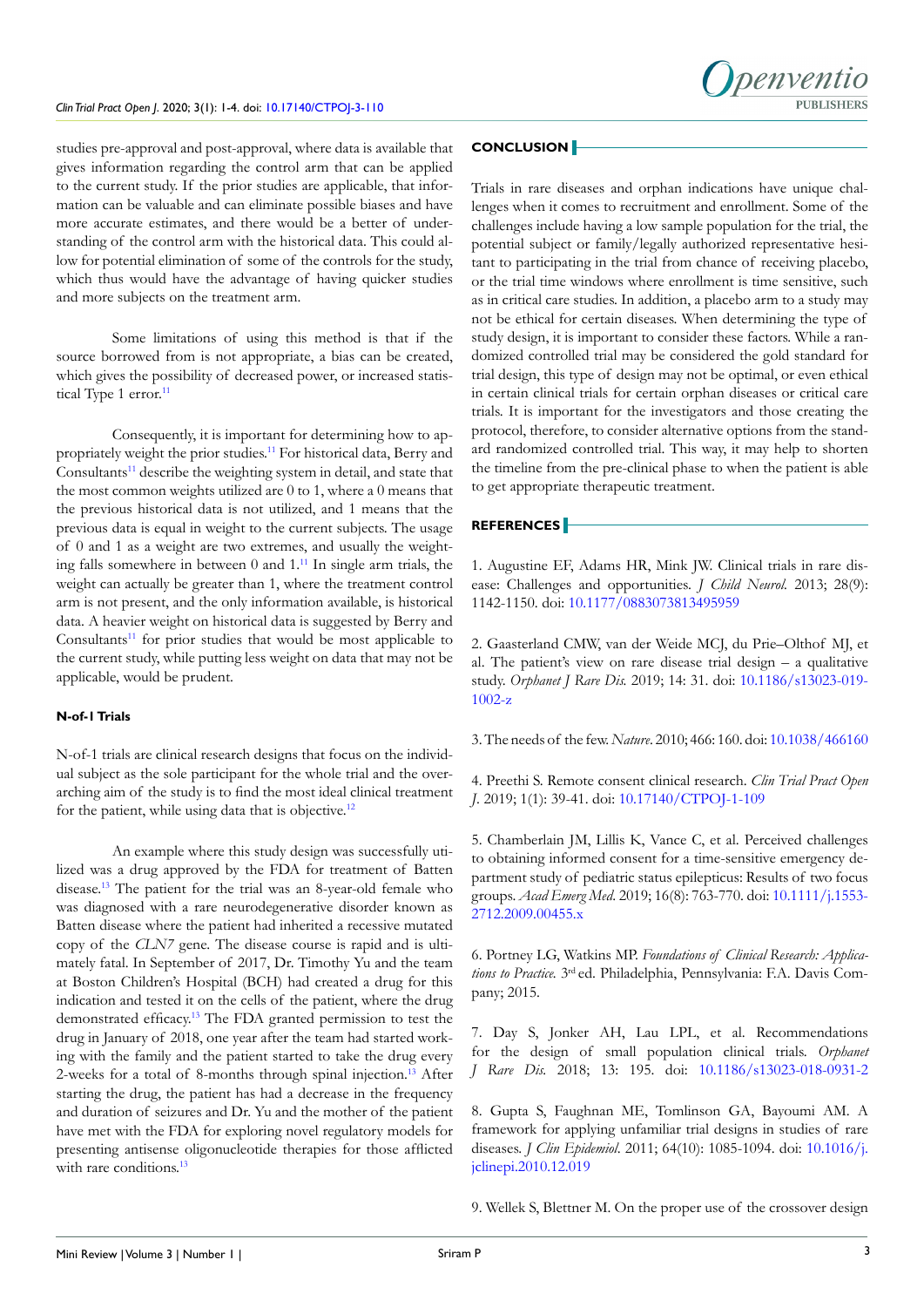studies pre-approval and post-approval, where data is available that gives information regarding the control arm that can be applied to the current study. If the prior studies are applicable, that information can be valuable and can eliminate possible biases and have more accurate estimates, and there would be a better of understanding of the control arm with the historical data. This could allow for potential elimination of some of the controls for the study, which thus would have the advantage of having quicker studies and more subjects on the treatment arm.

Some limitations of using this method is that if the source borrowed from is not appropriate, a bias can be created, which gives the possibility of decreased power, or increased statistical Type 1 error.[11]

Consequently, it is important for determining how to appropriately weight the prior studies.[11] For historical data, Berry and Consultants[11] describe the weighting system in detail, and state that the most common weights utilized are 0 to 1, where a 0 means that the previous historical data is not utilized, and 1 means that the previous data is equal in weight to the current subjects. The usage of 0 and 1 as a weight are two extremes, and usually the weighting falls somewhere in between 0 and 1.[11] In single arm trials, the weight can actually be greater than 1, where the treatment control arm is not present, and the only information available, is historical data. A heavier weight on historical data is suggested by Berry and Consultants[11] for prior studies that would be most applicable to the current study, while putting less weight on data that may not be applicable, would be prudent.

#### N-of-1 Trials

N-of-1 trials are clinical research designs that focus on the individual subject as the sole participant for the whole trial and the overarching aim of the study is to find the most ideal clinical treatment for the patient, while using data that is objective.[12]

An example where this study design was successfully utilized was a drug approved by the FDA for treatment of Batten disease.[13] The patient for the trial was an 8-year-old female who was diagnosed with a rare neurodegenerative disorder known as Batten disease where the patient had inherited a recessive mutated copy of the *CLN7* gene. The disease course is rapid and is ultimately fatal. In September of 2017, Dr. Timothy Yu and the team at Boston Children's Hospital (BCH) had created a drug for this indication and tested it on the cells of the patient, where the drug demonstrated efficacy.[13] The FDA granted permission to test the drug in January of 2018, one year after the team had started working with the family and the patient started to take the drug every 2-weeks for a total of 8-months through spinal injection.[13] After starting the drug, the patient has had a decrease in the frequency and duration of seizures and Dr. Yu and the mother of the patient have met with the FDA for exploring novel regulatory models for presenting antisense oligonucleotide therapies for those afflicted with rare conditions.[13]

## CONCLUSION

Trials in rare diseases and orphan indications have unique challenges when it comes to recruitment and enrollment. Some of the challenges include having a low sample population for the trial, the potential subject or family/legally authorized representative hesitant to participating in the trial from chance of receiving placebo, or the trial time windows where enrollment is time sensitive, such as in critical care studies. In addition, a placebo arm to a study may not be ethical for certain diseases. When determining the type of study design, it is important to consider these factors. While a randomized controlled trial may be considered the gold standard for trial design, this type of design may not be optimal, or even ethical in certain clinical trials for certain orphan diseases or critical care trials. It is important for the investigators and those creating the protocol, therefore, to consider alternative options from the standard randomized controlled trial. This way, it may help to shorten the timeline from the pre-clinical phase to when the patient is able to get appropriate therapeutic treatment.

## REFERENCES

1. Augustine EF, Adams HR, Mink JW. Clinical trials in rare disease: Challenges and opportunities. *J Child Neurol.* 2013; 28(9): 1142-1150. doi: 10.1177/0883073813495959

2. Gaasterland CMW, van der Weide MCJ, du Prie–Olthof MJ, et al. The patient's view on rare disease trial design – a qualitative study. *Orphanet J Rare Dis.* 2019; 14: 31. doi: 10.1186/s13023-019-1002-z

3. The needs of the few. *Nature.* 2010; 466: 160. doi: 10.1038/466160

4. Preethi S. Remote consent clinical research. *Clin Trial Pract Open J.* 2019; 1(1): 39-41. doi: 10.17140/CTPOJ-1-109

5. Chamberlain JM, Lillis K, Vance C, et al. Perceived challenges to obtaining informed consent for a time-sensitive emergency department study of pediatric status epilepticus: Results of two focus groups. *Acad Emerg Med.* 2019; 16(8): 763-770. doi: 10.1111/j.1553-2712.2009.00455.x

6. Portney LG, Watkins MP. *Foundations of Clinical Research: Applications to Practice.* 3rd ed. Philadelphia, Pennsylvania: F.A. Davis Company; 2015.

7. Day S, Jonker AH, Lau LPL, et al. Recommendations for the design of small population clinical trials. *Orphanet J Rare Dis.* 2018; 13: 195. doi: 10.1186/s13023-018-0931-2

8. Gupta S, Faughnan ME, Tomlinson GA, Bayoumi AM. A framework for applying unfamiliar trial designs in studies of rare diseases. *J Clin Epidemiol.* 2011; 64(10): 1085-1094. doi: 10.1016/j.jclinepi.2010.12.019

9. Wellek S, Blettner M. On the proper use of the crossover design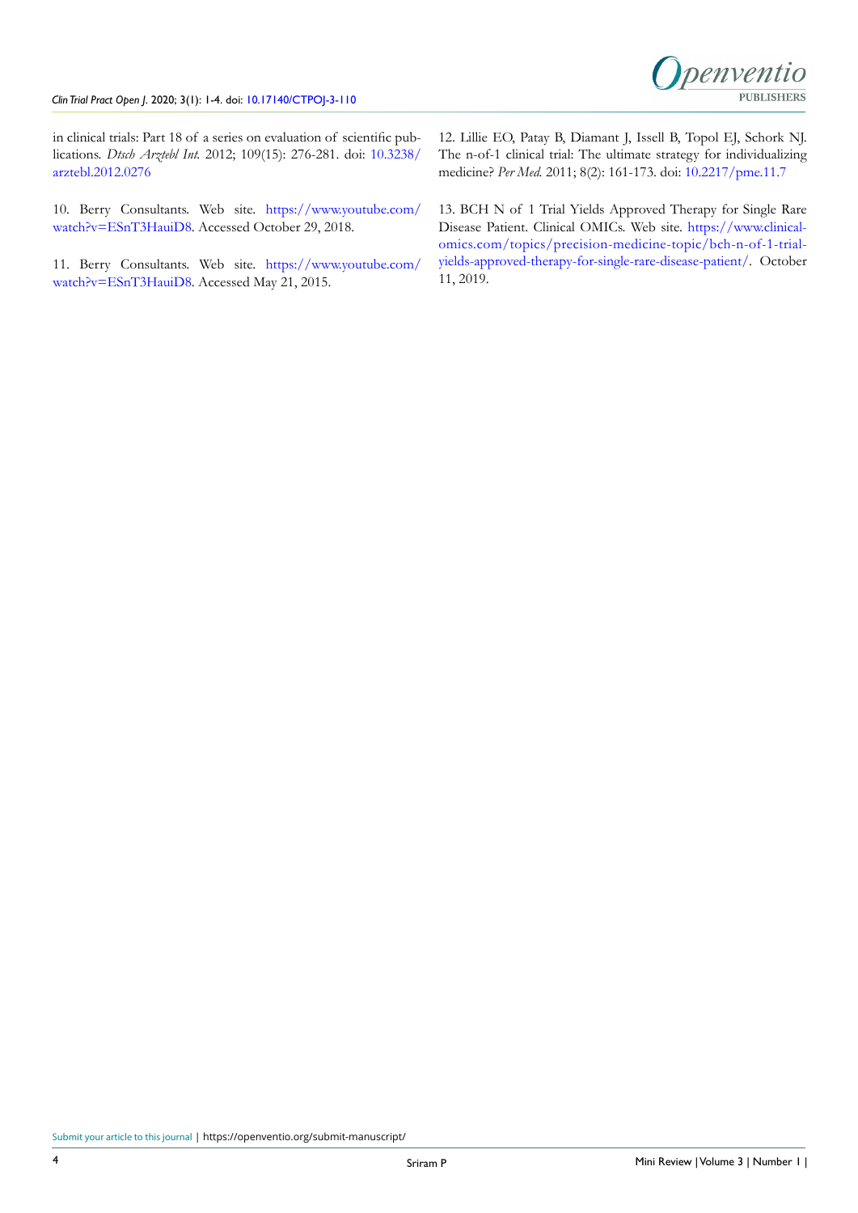in clinical trials: Part 18 of a series on evaluation of scientific publications. *Dtsch Arztebl Int.* 2012; 109(15): 276-281. doi: 10.3238/arztebl.2012.0276

10. Berry Consultants. Web site. https://www.youtube.com/watch?v=ESnT3HauiD8. Accessed October 29, 2018.

11. Berry Consultants. Web site. https://www.youtube.com/watch?v=ESnT3HauiD8. Accessed May 21, 2015.

12. Lillie EO, Patay B, Diamant J, Issell B, Topol EJ, Schork NJ. The n-of-1 clinical trial: The ultimate strategy for individualizing medicine? *Per Med.* 2011; 8(2): 161-173. doi: 10.2217/pme.11.7

13. BCH N of 1 Trial Yields Approved Therapy for Single Rare Disease Patient. Clinical OMICs. Web site. https://www.clinical-omics.com/topics/precision-medicine-topic/bch-n-of-1-trial-yields-approved-therapy-for-single-rare-disease-patient/. October 11, 2019.